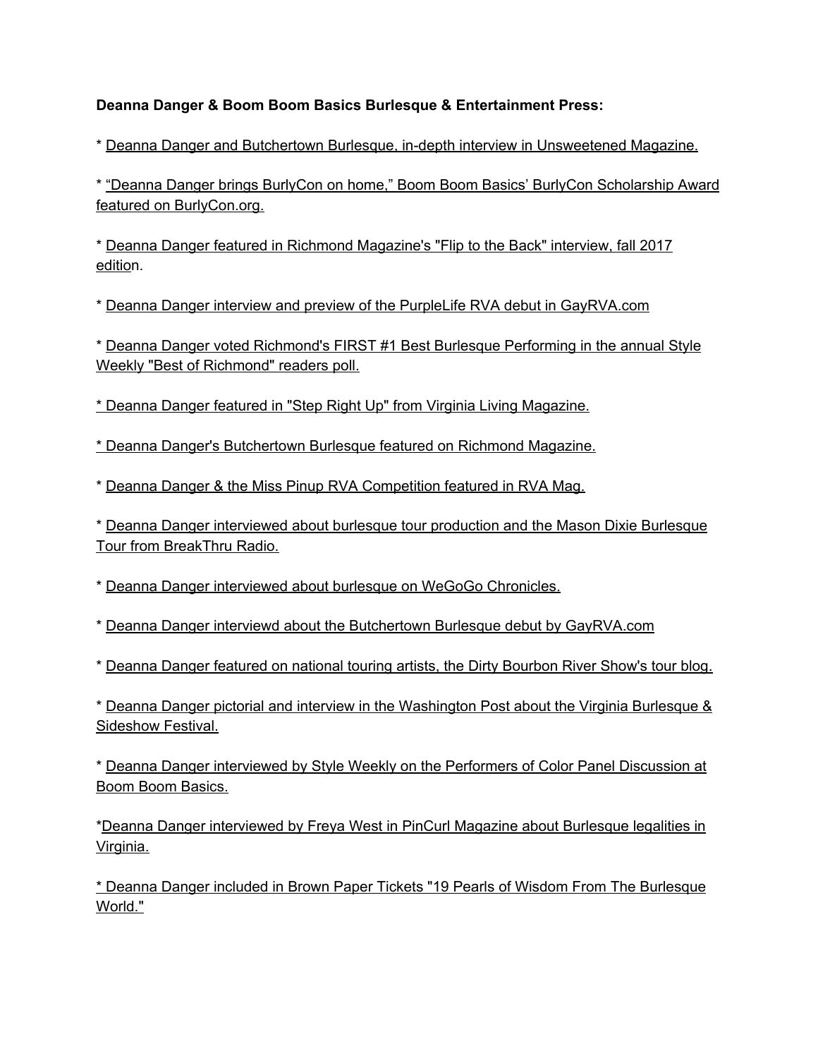**Deanna Danger & Boom Boom Basics Burlesque & Entertainment Press:**

* Deanna Danger and Butchertown Burlesque, in-depth interview in Unsweetened Magazine.

* "Deanna Danger brings BurlyCon on home," Boom Boom Basics' BurlyCon Scholarship Award featured on BurlyCon.org.

* Deanna Danger featured in Richmond Magazine's "Flip to the Back" interview, fall 2017 edition.

* Deanna Danger interview and preview of the PurpleLife RVA debut in GayRVA.com

* Deanna Danger voted Richmond's FIRST #1 Best Burlesque Performing in the annual Style Weekly "Best of Richmond" readers poll.

* Deanna Danger featured in "Step Right Up" from Virginia Living Magazine.

* Deanna Danger's Butchertown Burlesque featured on Richmond Magazine.

* Deanna Danger & the Miss Pinup RVA Competition featured in RVA Mag.

* Deanna Danger interviewed about burlesque tour production and the Mason Dixie Burlesque Tour from BreakThru Radio.

* Deanna Danger interviewed about burlesque on WeGoGo Chronicles.

* Deanna Danger interviewd about the Butchertown Burlesque debut by GayRVA.com

* Deanna Danger featured on national touring artists, the Dirty Bourbon River Show's tour blog.

* Deanna Danger pictorial and interview in the Washington Post about the Virginia Burlesque & Sideshow Festival.

* Deanna Danger interviewed by Style Weekly on the Performers of Color Panel Discussion at Boom Boom Basics.

*Deanna Danger interviewed by Freya West in PinCurl Magazine about Burlesque legalities in Virginia.

* Deanna Danger included in Brown Paper Tickets "19 Pearls of Wisdom From The Burlesque World."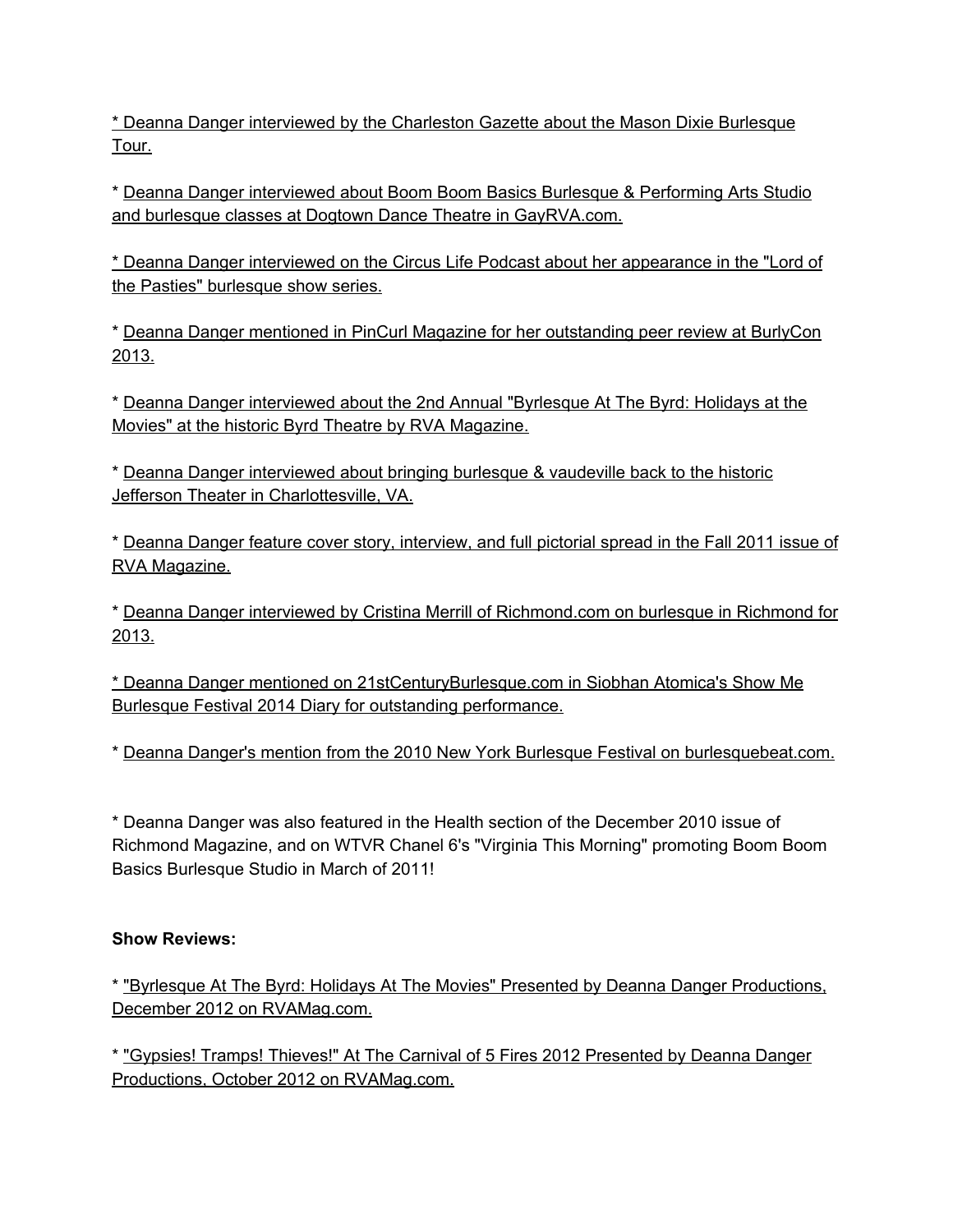* Deanna Danger interviewed by the Charleston Gazette about the Mason Dixie Burlesque Tour.

* Deanna Danger interviewed about Boom Boom Basics Burlesque & Performing Arts Studio and burlesque classes at Dogtown Dance Theatre in GayRVA.com.

* Deanna Danger interviewed on the Circus Life Podcast about her appearance in the "Lord of the Pasties" burlesque show series.

* Deanna Danger mentioned in PinCurl Magazine for her outstanding peer review at BurlyCon 2013.

* Deanna Danger interviewed about the 2nd Annual "Byrlesque At The Byrd: Holidays at the Movies" at the historic Byrd Theatre by RVA Magazine.

* Deanna Danger interviewed about bringing burlesque & vaudeville back to the historic Jefferson Theater in Charlottesville, VA.

* Deanna Danger feature cover story, interview, and full pictorial spread in the Fall 2011 issue of RVA Magazine.

* Deanna Danger interviewed by Cristina Merrill of Richmond.com on burlesque in Richmond for 2013.

* Deanna Danger mentioned on 21stCenturyBurlesque.com in Siobhan Atomica's Show Me Burlesque Festival 2014 Diary for outstanding performance.

* Deanna Danger's mention from the 2010 New York Burlesque Festival on burlesquebeat.com.

* Deanna Danger was also featured in the Health section of the December 2010 issue of Richmond Magazine, and on WTVR Chanel 6's "Virginia This Morning" promoting Boom Boom Basics Burlesque Studio in March of 2011!

**Show Reviews:**

* "Byrlesque At The Byrd: Holidays At The Movies" Presented by Deanna Danger Productions, December 2012 on RVAMag.com.

* "Gypsies! Tramps! Thieves!" At The Carnival of 5 Fires 2012 Presented by Deanna Danger Productions, October 2012 on RVAMag.com.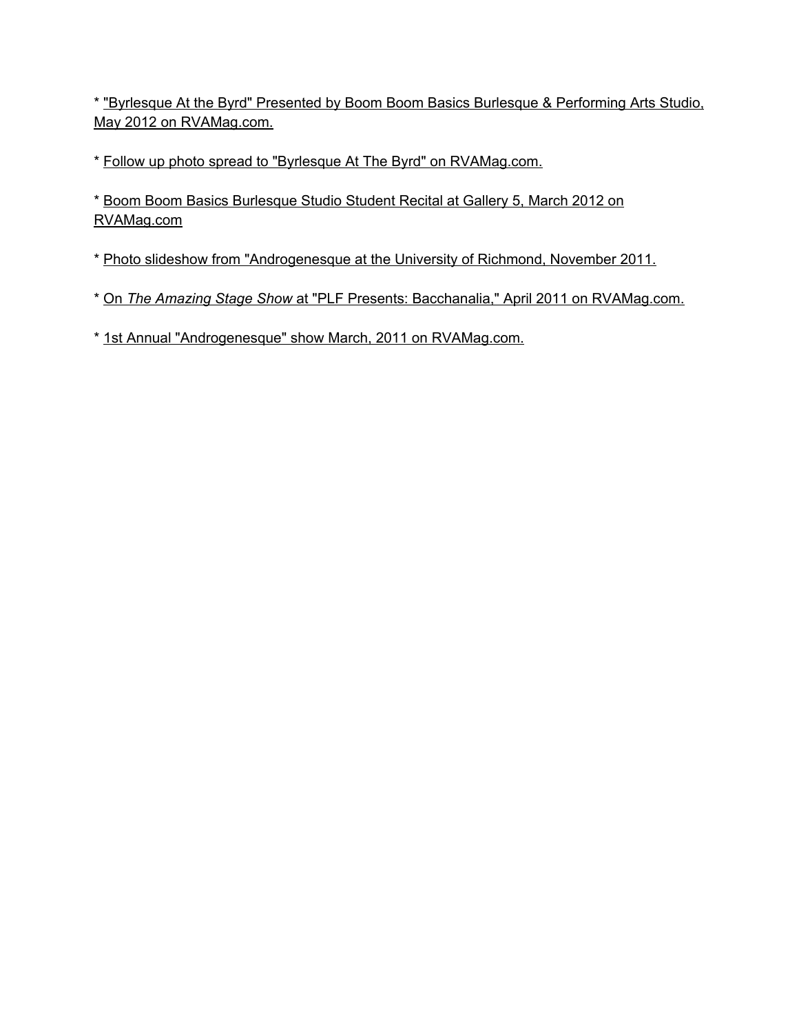* "Byrlesque At the Byrd" Presented by Boom Boom Basics Burlesque & Performing Arts Studio, May 2012 on RVAMag.com.

* Follow up photo spread to "Byrlesque At The Byrd" on RVAMag.com.

* Boom Boom Basics Burlesque Studio Student Recital at Gallery 5, March 2012 on RVAMag.com

* Photo slideshow from "Androgenesque at the University of Richmond, November 2011.

* On *The Amazing Stage Show* at "PLF Presents: Bacchanalia," April 2011 on RVAMag.com.

* 1st Annual "Androgenesque" show March, 2011 on RVAMag.com.